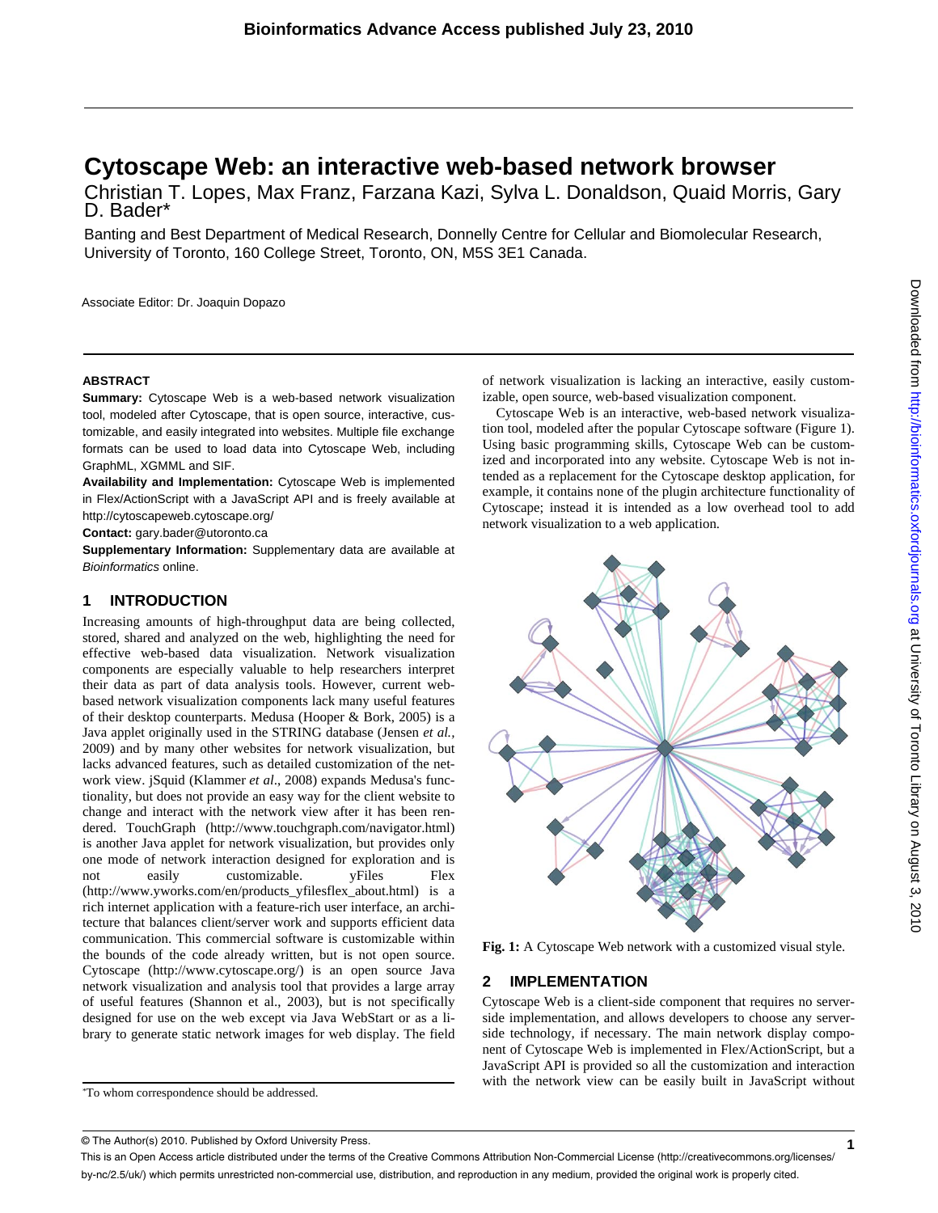# Cytoscape Web: an interactive web-based network browser

Christian T. Lopes, Max Franz, Farzana Kazi, Sylva L. Donaldson, Quaid Morris, Gary D. Bader*

Banting and Best Department of Medical Research, Donnelly Centre for Cellular and Biomolecular Research, University of Toronto, 160 College Street, Toronto, ON, M5S 3E1 Canada.

Associate Editor: Dr. Joaquin Dopazo

## ABSTRACT

**Summary:** Cytoscape Web is a web-based network visualization tool, modeled after Cytoscape, that is open source, interactive, customizable, and easily integrated into websites. Multiple file exchange formats can be used to load data into Cytoscape Web, including GraphML, XGMML and SIF.

**Availability and Implementation:** Cytoscape Web is implemented in Flex/ActionScript with a JavaScript API and is freely available at http://cytoscapeweb.cytoscape.org/

**Contact:** gary.bader@utoronto.ca

**Supplementary Information:** Supplementary data are available at *Bioinformatics* online.

## 1 INTRODUCTION

Increasing amounts of high-throughput data are being collected, stored, shared and analyzed on the web, highlighting the need for effective web-based data visualization. Network visualization components are especially valuable to help researchers interpret their data as part of data analysis tools. However, current web-based network visualization components lack many useful features of their desktop counterparts. Medusa (Hooper & Bork, 2005) is a Java applet originally used in the STRING database (Jensen *et al.*, 2009) and by many other websites for network visualization, but lacks advanced features, such as detailed customization of the network view. jSquid (Klammer *et al.*, 2008) expands Medusa's functionality, but does not provide an easy way for the client website to change and interact with the network view after it has been rendered. TouchGraph (http://www.touchgraph.com/navigator.html) is another Java applet for network visualization, but provides only one mode of network interaction designed for exploration and is not easily customizable. yFiles Flex (http://www.yworks.com/en/products_yfilesflex_about.html) is a rich internet application with a feature-rich user interface, an architecture that balances client/server work and supports efficient data communication. This commercial software is customizable within the bounds of the code already written, but is not open source. Cytoscape (http://www.cytoscape.org/) is an open source Java network visualization and analysis tool that provides a large array of useful features (Shannon et al., 2003), but is not specifically designed for use on the web except via Java WebStart or as a library to generate static network images for web display. The field of network visualization is lacking an interactive, easily customizable, open source, web-based visualization component.

Cytoscape Web is an interactive, web-based network visualization tool, modeled after the popular Cytoscape software (Figure 1). Using basic programming skills, Cytoscape Web can be customized and incorporated into any website. Cytoscape Web is not intended as a replacement for the Cytoscape desktop application, for example, it contains none of the plugin architecture functionality of Cytoscape; instead it is intended as a low overhead tool to add network visualization to a web application.

**Fig. 1:** A Cytoscape Web network with a customized visual style.

## 2 IMPLEMENTATION

Cytoscape Web is a client-side component that requires no server-side implementation, and allows developers to choose any server-side technology, if necessary. The main network display component of Cytoscape Web is implemented in Flex/ActionScript, but a JavaScript API is provided so all the customization and interaction with the network view can be easily built in JavaScript without

*To whom correspondence should be addressed.

© The Author(s) 2010. Published by Oxford University Press.
This is an Open Access article distributed under the terms of the Creative Commons Attribution Non-Commercial License (http://creativecommons.org/licenses/by-nc/2.5/uk/) which permits unrestricted non-commercial use, distribution, and reproduction in any medium, provided the original work is properly cited.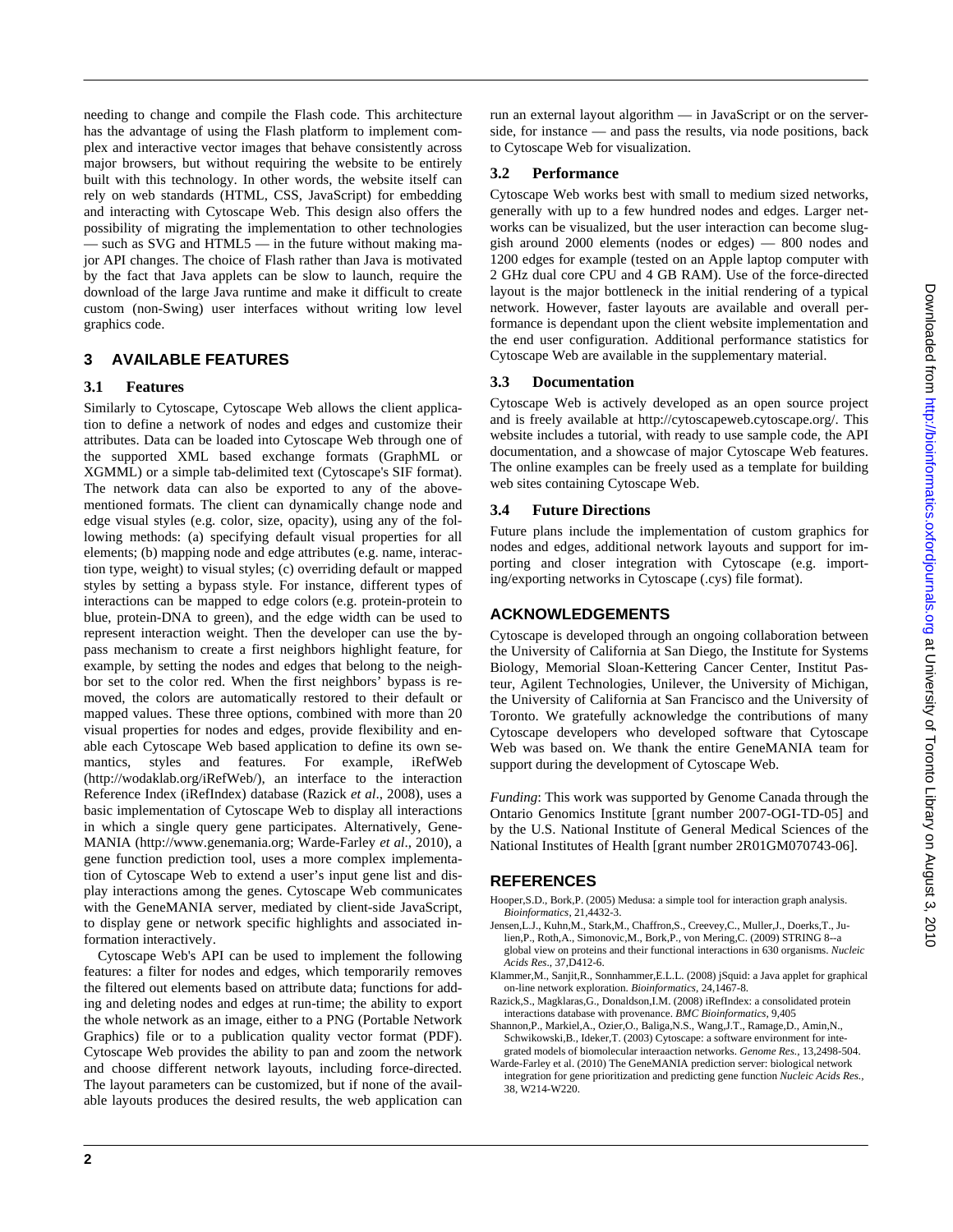needing to change and compile the Flash code. This architecture has the advantage of using the Flash platform to implement complex and interactive vector images that behave consistently across major browsers, but without requiring the website to be entirely built with this technology. In other words, the website itself can rely on web standards (HTML, CSS, JavaScript) for embedding and interacting with Cytoscape Web. This design also offers the possibility of migrating the implementation to other technologies — such as SVG and HTML5 — in the future without making major API changes. The choice of Flash rather than Java is motivated by the fact that Java applets can be slow to launch, require the download of the large Java runtime and make it difficult to create custom (non-Swing) user interfaces without writing low level graphics code.

## 3 AVAILABLE FEATURES

### 3.1 Features

Similarly to Cytoscape, Cytoscape Web allows the client application to define a network of nodes and edges and customize their attributes. Data can be loaded into Cytoscape Web through one of the supported XML based exchange formats (GraphML or XGMML) or a simple tab-delimited text (Cytoscape's SIF format). The network data can also be exported to any of the above-mentioned formats. The client can dynamically change node and edge visual styles (e.g. color, size, opacity), using any of the following methods: (a) specifying default visual properties for all elements; (b) mapping node and edge attributes (e.g. name, interaction type, weight) to visual styles; (c) overriding default or mapped styles by setting a bypass style. For instance, different types of interactions can be mapped to edge colors (e.g. protein-protein to blue, protein-DNA to green), and the edge width can be used to represent interaction weight. Then the developer can use the bypass mechanism to create a first neighbors highlight feature, for example, by setting the nodes and edges that belong to the neighbor set to the color red. When the first neighbors' bypass is removed, the colors are automatically restored to their default or mapped values. These three options, combined with more than 20 visual properties for nodes and edges, provide flexibility and enable each Cytoscape Web based application to define its own semantics, styles and features. For example, iRefWeb (http://wodaklab.org/iRefWeb/), an interface to the interaction Reference Index (iRefIndex) database (Razick *et al*., 2008), uses a basic implementation of Cytoscape Web to display all interactions in which a single query gene participates. Alternatively, GeneMANIA (http://www.genemania.org; Warde-Farley *et al*., 2010), a gene function prediction tool, uses a more complex implementation of Cytoscape Web to extend a user's input gene list and display interactions among the genes. Cytoscape Web communicates with the GeneMANIA server, mediated by client-side JavaScript, to display gene or network specific highlights and associated information interactively.

Cytoscape Web's API can be used to implement the following features: a filter for nodes and edges, which temporarily removes the filtered out elements based on attribute data; functions for adding and deleting nodes and edges at run-time; the ability to export the whole network as an image, either to a PNG (Portable Network Graphics) file or to a publication quality vector format (PDF). Cytoscape Web provides the ability to pan and zoom the network and choose different network layouts, including force-directed. The layout parameters can be customized, but if none of the available layouts produces the desired results, the web application can run an external layout algorithm — in JavaScript or on the server-side, for instance — and pass the results, via node positions, back to Cytoscape Web for visualization.

### 3.2 Performance

Cytoscape Web works best with small to medium sized networks, generally with up to a few hundred nodes and edges. Larger networks can be visualized, but the user interaction can become sluggish around 2000 elements (nodes or edges) — 800 nodes and 1200 edges for example (tested on an Apple laptop computer with 2 GHz dual core CPU and 4 GB RAM). Use of the force-directed layout is the major bottleneck in the initial rendering of a typical network. However, faster layouts are available and overall performance is dependant upon the client website implementation and the end user configuration. Additional performance statistics for Cytoscape Web are available in the supplementary material.

### 3.3 Documentation

Cytoscape Web is actively developed as an open source project and is freely available at http://cytoscapeweb.cytoscape.org/. This website includes a tutorial, with ready to use sample code, the API documentation, and a showcase of major Cytoscape Web features. The online examples can be freely used as a template for building web sites containing Cytoscape Web.

### 3.4 Future Directions

Future plans include the implementation of custom graphics for nodes and edges, additional network layouts and support for importing and closer integration with Cytoscape (e.g. importing/exporting networks in Cytoscape (.cys) file format).

## ACKNOWLEDGEMENTS

Cytoscape is developed through an ongoing collaboration between the University of California at San Diego, the Institute for Systems Biology, Memorial Sloan-Kettering Cancer Center, Institut Pasteur, Agilent Technologies, Unilever, the University of Michigan, the University of California at San Francisco and the University of Toronto. We gratefully acknowledge the contributions of many Cytoscape developers who developed software that Cytoscape Web was based on. We thank the entire GeneMANIA team for support during the development of Cytoscape Web.

*Funding*: This work was supported by Genome Canada through the Ontario Genomics Institute [grant number 2007-OGI-TD-05] and by the U.S. National Institute of General Medical Sciences of the National Institutes of Health [grant number 2R01GM070743-06].

## REFERENCES

Hooper,S.D., Bork,P. (2005) Medusa: a simple tool for interaction graph analysis. *Bioinformatics*, 21,4432-3.

Jensen,L.J., Kuhn,M., Stark,M., Chaffron,S., Creevey,C., Muller,J., Doerks,T., Julien,P., Roth,A., Simonovic,M., Bork,P., von Mering,C. (2009) STRING 8--a global view on proteins and their functional interactions in 630 organisms. *Nucleic Acids Res*., 37,D412-6.

Klammer,M., Sanjit,R., Sonnhammer,E.L.L. (2008) jSquid: a Java applet for graphical on-line network exploration. *Bioinformatics*, 24,1467-8.

Razick,S., Magklaras,G., Donaldson,I.M. (2008) iRefIndex: a consolidated protein interactions database with provenance. *BMC Bioinformatics*, 9,405

Shannon,P., Markiel,A., Ozier,O., Baliga,N.S., Wang,J.T., Ramage,D., Amin,N., Schwikowski,B., Ideker,T. (2003) Cytoscape: a software environment for integrated models of biomolecular interaaction networks. *Genome Res.*, 13,2498-504.

Warde-Farley et al. (2010) The GeneMANIA prediction server: biological network integration for gene prioritization and predicting gene function *Nucleic Acids Res.*, 38, W214-W220.